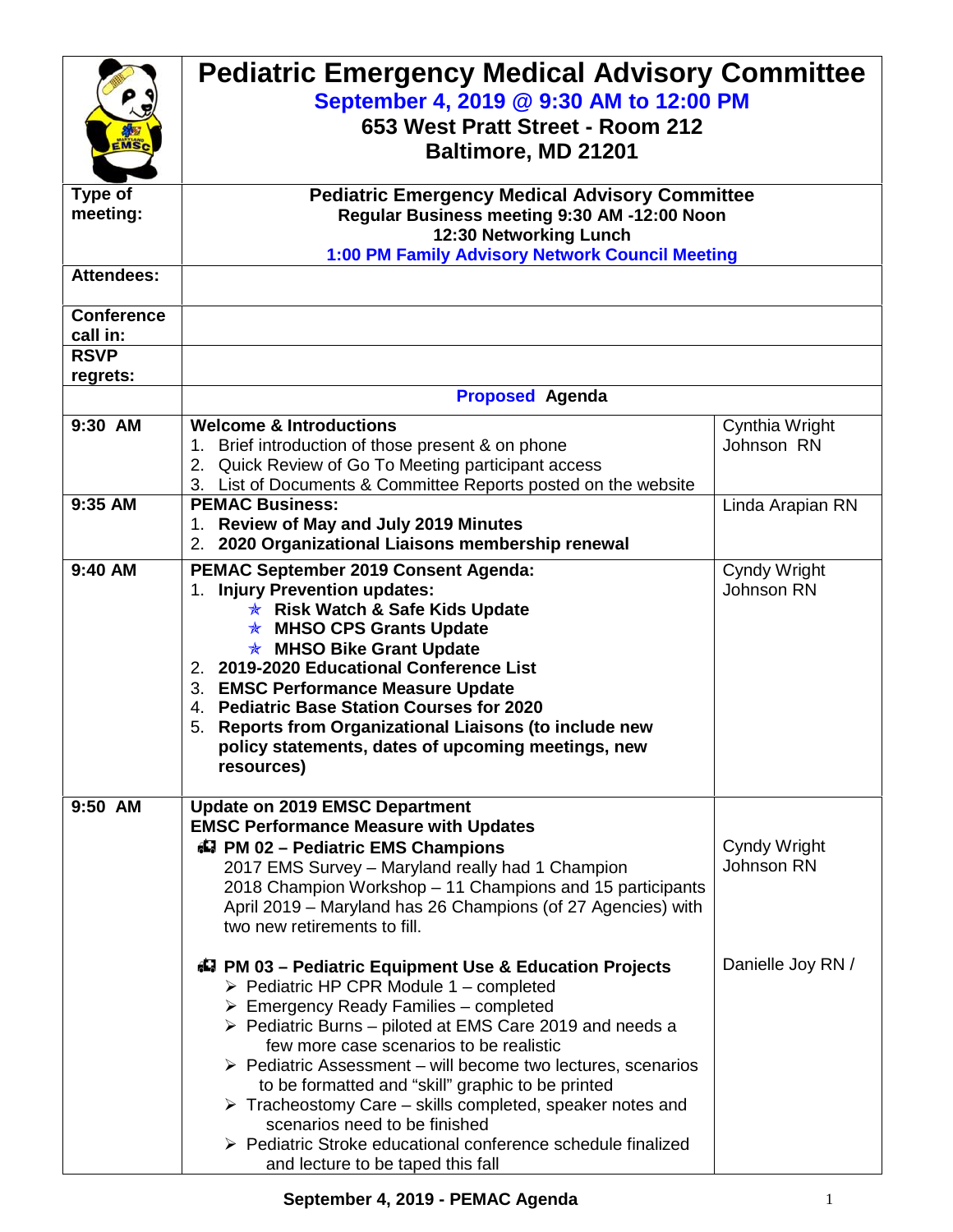# Pediatric Emergency Medical Advisory Committee

**September 4, 2019 @ 9:30 AM to 12:00 PM**
**653 West Pratt Street - Room 212**
**Baltimore, MD 21201**

| | | |
|---|---|---|
| **Type of meeting:** | **Pediatric Emergency Medical Advisory Committee**<br>**Regular Business meeting 9:30 AM -12:00 Noon**<br>**12:30 Networking Lunch**<br>**1:00 PM Family Advisory Network Council Meeting** | |
| **Attendees:** | | |
| **Conference call in:** | | |
| **RSVP regrets:** | | |
| | **Proposed Agenda** | |
| **9:30 AM** | **Welcome & Introductions**<br>1. Brief introduction of those present & on phone<br>2. Quick Review of Go To Meeting participant access<br>3. List of Documents & Committee Reports posted on the website | Cynthia Wright Johnson RN |
| **9:35 AM** | **PEMAC Business:**<br>1. **Review of May and July 2019 Minutes**<br>2. **2020 Organizational Liaisons membership renewal** | Linda Arapian RN |
| **9:40 AM** | **PEMAC September 2019 Consent Agenda:**<br>1. **Injury Prevention updates:**<br>★ **Risk Watch & Safe Kids Update**<br>★ **MHSO CPS Grants Update**<br>★ **MHSO Bike Grant Update**<br>2. **2019-2020 Educational Conference List**<br>3. **EMSC Performance Measure Update**<br>4. **Pediatric Base Station Courses for 2020**<br>5. **Reports from Organizational Liaisons (to include new policy statements, dates of upcoming meetings, new resources)** | Cyndy Wright Johnson RN |
| **9:50 AM** | **Update on 2019 EMSC Department EMSC Performance Measure with Updates**<br>**PM 02 – Pediatric EMS Champions**<br>2017 EMS Survey – Maryland really had 1 Champion<br>2018 Champion Workshop – 11 Champions and 15 participants<br>April 2019 – Maryland has 26 Champions (of 27 Agencies) with two new retirements to fill.<br><br>**PM 03 – Pediatric Equipment Use & Education Projects**<br>➢ Pediatric HP CPR Module 1 – completed<br>➢ Emergency Ready Families – completed<br>➢ Pediatric Burns – piloted at EMS Care 2019 and needs a few more case scenarios to be realistic<br>➢ Pediatric Assessment – will become two lectures, scenarios to be formatted and "skill" graphic to be printed<br>➢ Tracheostomy Care – skills completed, speaker notes and scenarios need to be finished<br>➢ Pediatric Stroke educational conference schedule finalized and lecture to be taped this fall | Cyndy Wright Johnson RN<br><br>Danielle Joy RN / |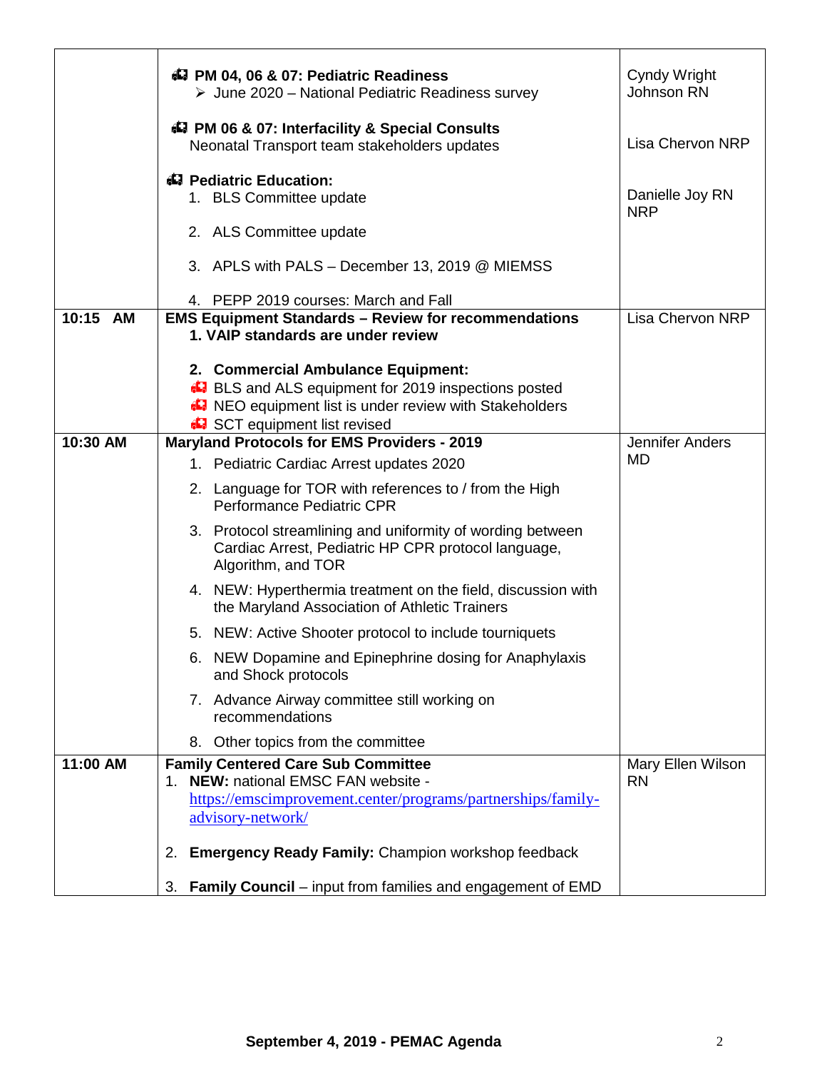| | | |
|---|---|---|
| | **PM 04, 06 & 07: Pediatric Readiness**<br>➢ June 2020 – National Pediatric Readiness survey<br><br>**PM 06 & 07: Interfacility & Special Consults**<br>Neonatal Transport team stakeholders updates<br><br>**Pediatric Education:**<br>1. BLS Committee update<br>2. ALS Committee update<br>3. APLS with PALS – December 13, 2019 @ MIEMSS<br>4. PEPP 2019 courses: March and Fall | Cyndy Wright Johnson RN<br><br>Lisa Chervon NRP<br><br>Danielle Joy RN NRP |
| **10:15 AM** | **EMS Equipment Standards – Review for recommendations**<br>**1. VAIP standards are under review**<br><br>**2. Commercial Ambulance Equipment:**<br>BLS and ALS equipment for 2019 inspections posted<br>NEO equipment list is under review with Stakeholders<br>SCT equipment list revised | Lisa Chervon NRP |
| **10:30 AM** | **Maryland Protocols for EMS Providers - 2019**<br>1. Pediatric Cardiac Arrest updates 2020<br>2. Language for TOR with references to / from the High Performance Pediatric CPR<br>3. Protocol streamlining and uniformity of wording between Cardiac Arrest, Pediatric HP CPR protocol language, Algorithm, and TOR<br>4. NEW: Hyperthermia treatment on the field, discussion with the Maryland Association of Athletic Trainers<br>5. NEW: Active Shooter protocol to include tourniquets<br>6. NEW Dopamine and Epinephrine dosing for Anaphylaxis and Shock protocols<br>7. Advance Airway committee still working on recommendations<br>8. Other topics from the committee | Jennifer Anders MD |
| **11:00 AM** | **Family Centered Care Sub Committee**<br>1. **NEW:** national EMSC FAN website - https://emscimprovement.center/programs/partnerships/family-advisory-network/<br><br>2. **Emergency Ready Family:** Champion workshop feedback<br><br>3. **Family Council** – input from families and engagement of EMD | Mary Ellen Wilson RN |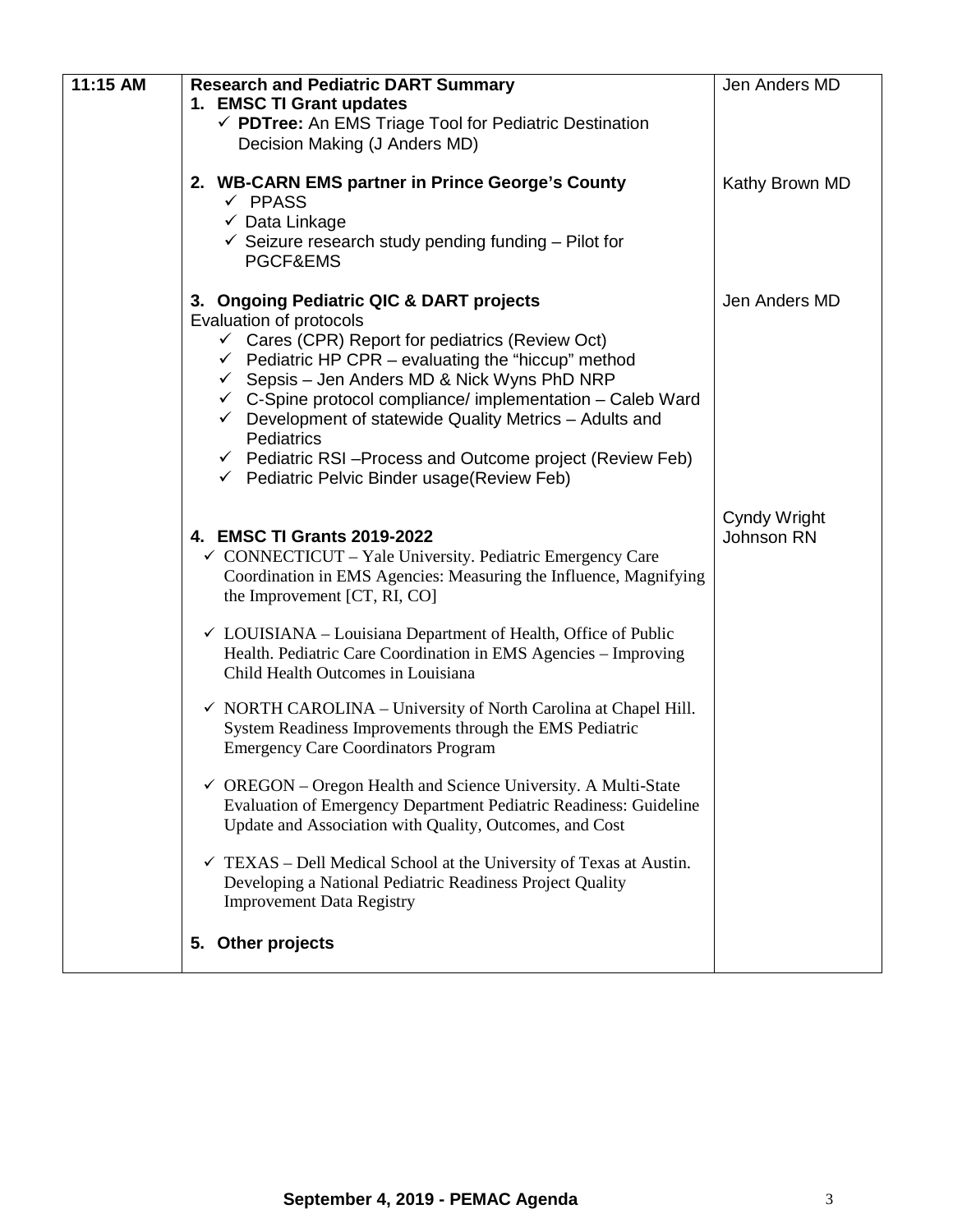| 11:15 AM | **Research and Pediatric DART Summary**<br>1. **EMSC TI Grant updates**<br>✓ **PDTree:** An EMS Triage Tool for Pediatric Destination Decision Making (J Anders MD) | Jen Anders MD |
|---|---|---|
| | 2. **WB-CARN EMS partner in Prince George's County**<br>✓ PPASS<br>✓ Data Linkage<br>✓ Seizure research study pending funding – Pilot for PGCF&EMS | Kathy Brown MD |
| | 3. **Ongoing Pediatric QIC & DART projects**<br>Evaluation of protocols<br>✓ Cares (CPR) Report for pediatrics (Review Oct)<br>✓ Pediatric HP CPR – evaluating the "hiccup" method<br>✓ Sepsis – Jen Anders MD & Nick Wyns PhD NRP<br>✓ C-Spine protocol compliance/ implementation – Caleb Ward<br>✓ Development of statewide Quality Metrics – Adults and Pediatrics<br>✓ Pediatric RSI –Process and Outcome project (Review Feb)<br>✓ Pediatric Pelvic Binder usage(Review Feb) | Jen Anders MD |
| | 4. **EMSC TI Grants 2019-2022**<br>✓ CONNECTICUT – Yale University. Pediatric Emergency Care Coordination in EMS Agencies: Measuring the Influence, Magnifying the Improvement [CT, RI, CO]<br>✓ LOUISIANA – Louisiana Department of Health, Office of Public Health. Pediatric Care Coordination in EMS Agencies – Improving Child Health Outcomes in Louisiana<br>✓ NORTH CAROLINA – University of North Carolina at Chapel Hill. System Readiness Improvements through the EMS Pediatric Emergency Care Coordinators Program<br>✓ OREGON – Oregon Health and Science University. A Multi-State Evaluation of Emergency Department Pediatric Readiness: Guideline Update and Association with Quality, Outcomes, and Cost<br>✓ TEXAS – Dell Medical School at the University of Texas at Austin. Developing a National Pediatric Readiness Project Quality Improvement Data Registry<br><br>5. **Other projects** | Cyndy Wright Johnson RN |

**September 4, 2019 - PEMAC Agenda**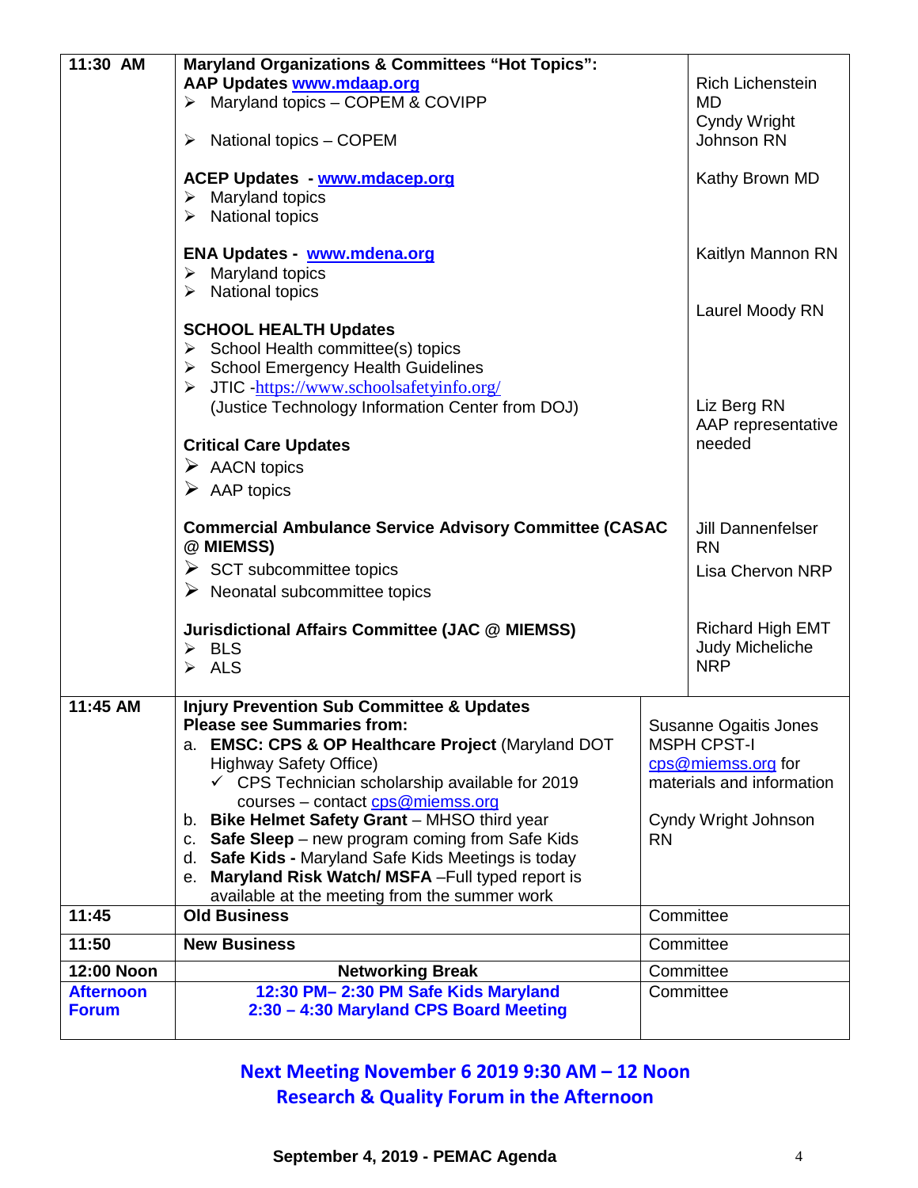| | | |
|---|---|---|
| **11:30 AM** | **Maryland Organizations & Committees "Hot Topics":**<br>**AAP Updates** **www.mdaap.org**<br>➢ Maryland topics – COPEM & COVIPP<br>➢ National topics – COPEM<br><br>**ACEP Updates** - **www.mdacep.org**<br>➢ Maryland topics<br>➢ National topics<br><br>**ENA Updates** - **www.mdena.org**<br>➢ Maryland topics<br>➢ National topics<br><br>**SCHOOL HEALTH Updates**<br>➢ School Health committee(s) topics<br>➢ School Emergency Health Guidelines<br>➢ JTIC -https://www.schoolsafetyinfo.org/ (Justice Technology Information Center from DOJ)<br><br>**Critical Care Updates**<br>➢ AACN topics<br>➢ AAP topics<br><br>**Commercial Ambulance Service Advisory Committee (CASAC @ MIEMSS)**<br>➢ SCT subcommittee topics<br>➢ Neonatal subcommittee topics<br><br>**Jurisdictional Affairs Committee (JAC @ MIEMSS)**<br>➢ BLS<br>➢ ALS | Rich Lichenstein MD<br>Cyndy Wright Johnson RN<br><br>Kathy Brown MD<br><br>Kaitlyn Mannon RN<br><br>Laurel Moody RN<br><br>Liz Berg RN<br>AAP representative needed<br><br>Jill Dannenfelser RN<br>Lisa Chervon NRP<br><br>Richard High EMT<br>Judy Micheliche NRP |
| **11:45 AM** | **Injury Prevention Sub Committee & Updates**<br>**Please see Summaries from:**<br>a. **EMSC: CPS & OP Healthcare Project** (Maryland DOT Highway Safety Office)<br>✓ CPS Technician scholarship available for 2019 courses – contact cps@miemss.org<br>b. **Bike Helmet Safety Grant** – MHSO third year<br>c. **Safe Sleep** – new program coming from Safe Kids<br>d. **Safe Kids -** Maryland Safe Kids Meetings is today<br>e. **Maryland Risk Watch/ MSFA** –Full typed report is available at the meeting from the summer work | Susanne Ogaitis Jones MSPH CPST-I<br>cps@miemss.org for materials and information<br><br>Cyndy Wright Johnson RN |
| **11:45** | **Old Business** | Committee |
| **11:50** | **New Business** | Committee |
| **12:00 Noon** | **Networking Break** | Committee |
| **Afternoon Forum** | **12:30 PM– 2:30 PM Safe Kids Maryland**<br>**2:30 – 4:30 Maryland CPS Board Meeting** | Committee |

**Next Meeting November 6 2019 9:30 AM – 12 Noon**
**Research & Quality Forum in the Afternoon**

**September 4, 2019 - PEMAC Agenda**